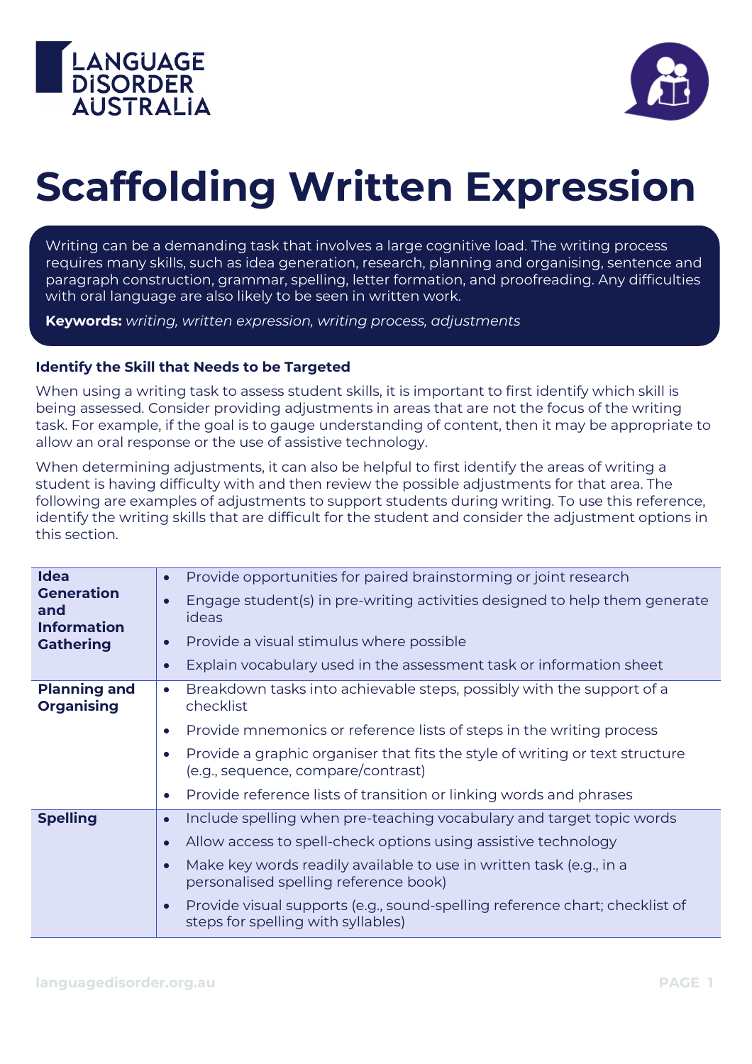# Scaffolding Written Expression

Writing can be a demanding task that involves a large cognitive load. The writing process requires many skills, such as idea generation, research, planning and organising, sentence and paragraph construction, grammar, spelling, letter formation, and proofreading. Any difficulties with oral language are also likely to be seen in written work.

**Keywords:** *writing, written expression, writing process, adjustments*

### Identify the Skill that Needs to be Targeted

When using a writing task to assess student skills, it is important to first identify which skill is being assessed. Consider providing adjustments in areas that are not the focus of the writing task. For example, if the goal is to gauge understanding of content, then it may be appropriate to allow an oral response or the use of assistive technology.

When determining adjustments, it can also be helpful to first identify the areas of writing a student is having difficulty with and then review the possible adjustments for that area. The following are examples of adjustments to support students during writing. To use this reference, identify the writing skills that are difficult for the student and consider the adjustment options in this section.

| | |
|---|---|
| **Idea Generation and Information Gathering** | • Provide opportunities for paired brainstorming or joint research<br>• Engage student(s) in pre-writing activities designed to help them generate ideas<br>• Provide a visual stimulus where possible<br>• Explain vocabulary used in the assessment task or information sheet |
| **Planning and Organising** | • Breakdown tasks into achievable steps, possibly with the support of a checklist<br>• Provide mnemonics or reference lists of steps in the writing process<br>• Provide a graphic organiser that fits the style of writing or text structure (e.g., sequence, compare/contrast)<br>• Provide reference lists of transition or linking words and phrases |
| **Spelling** | • Include spelling when pre-teaching vocabulary and target topic words<br>• Allow access to spell-check options using assistive technology<br>• Make key words readily available to use in written task (e.g., in a personalised spelling reference book)<br>• Provide visual supports (e.g., sound-spelling reference chart; checklist of steps for spelling with syllables) |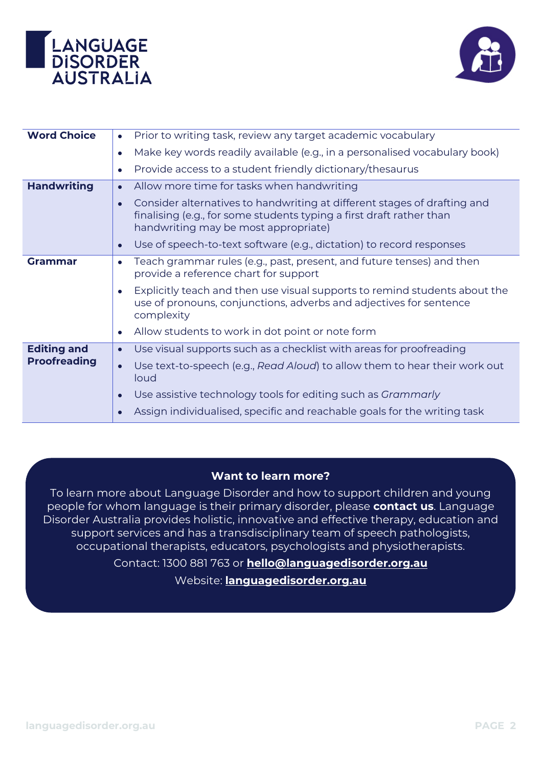| | |
|---|---|
| **Word Choice** | • Prior to writing task, review any target academic vocabulary<br>• Make key words readily available (e.g., in a personalised vocabulary book)<br>• Provide access to a student friendly dictionary/thesaurus |
| **Handwriting** | • Allow more time for tasks when handwriting<br>• Consider alternatives to handwriting at different stages of drafting and finalising (e.g., for some students typing a first draft rather than handwriting may be most appropriate)<br>• Use of speech-to-text software (e.g., dictation) to record responses |
| **Grammar** | • Teach grammar rules (e.g., past, present, and future tenses) and then provide a reference chart for support<br>• Explicitly teach and then use visual supports to remind students about the use of pronouns, conjunctions, adverbs and adjectives for sentence complexity<br>• Allow students to work in dot point or note form |
| **Editing and Proofreading** | • Use visual supports such as a checklist with areas for proofreading<br>• Use text-to-speech (e.g., *Read Aloud*) to allow them to hear their work out loud<br>• Use assistive technology tools for editing such as *Grammarly*<br>• Assign individualised, specific and reachable goals for the writing task |

**Want to learn more?**

To learn more about Language Disorder and how to support children and young people for whom language is their primary disorder, please **contact us**. Language Disorder Australia provides holistic, innovative and effective therapy, education and support services and has a transdisciplinary team of speech pathologists, occupational therapists, educators, psychologists and physiotherapists.

Contact: 1300 881 763 or **hello@languagedisorder.org.au**

Website: **languagedisorder.org.au**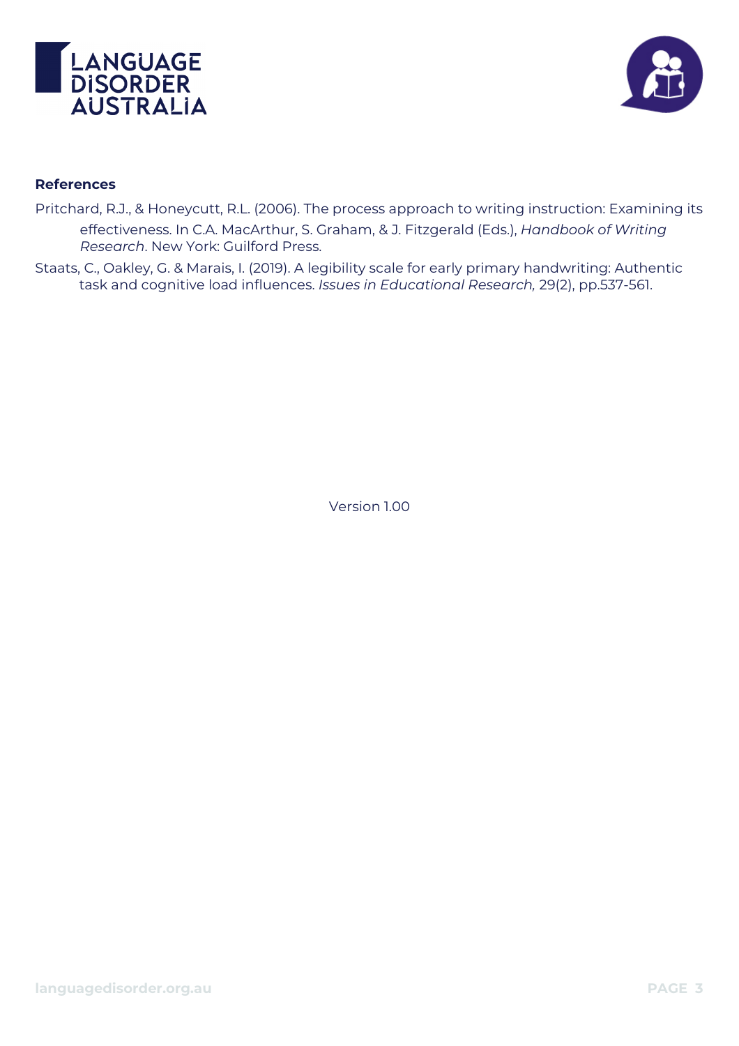**References**

Pritchard, R.J., & Honeycutt, R.L. (2006). The process approach to writing instruction: Examining its effectiveness. In C.A. MacArthur, S. Graham, & J. Fitzgerald (Eds.), *Handbook of Writing Research*. New York: Guilford Press.

Staats, C., Oakley, G. & Marais, I. (2019). A legibility scale for early primary handwriting: Authentic task and cognitive load influences. *Issues in Educational Research,* 29(2), pp.537-561.

Version 1.00